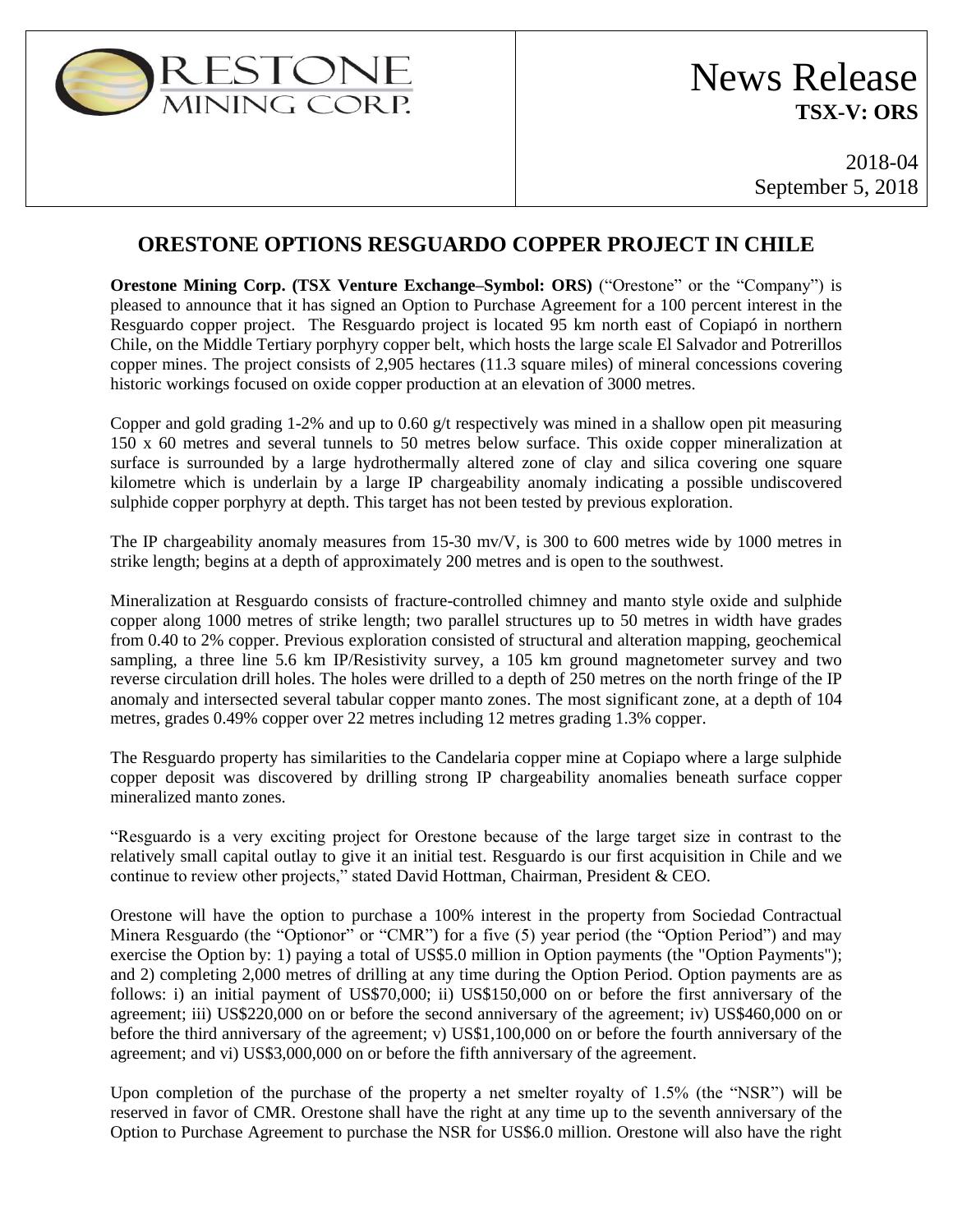ORESTONE MINING CORP.

# News Release

**TSX-V: ORS**

2018-04
September 5, 2018

## ORESTONE OPTIONS RESGUARDO COPPER PROJECT IN CHILE

**Orestone Mining Corp. (TSX Venture Exchange–Symbol: ORS)** ("Orestone" or the "Company") is pleased to announce that it has signed an Option to Purchase Agreement for a 100 percent interest in the Resguardo copper project. The Resguardo project is located 95 km north east of Copiapó in northern Chile, on the Middle Tertiary porphyry copper belt, which hosts the large scale El Salvador and Potrerillos copper mines. The project consists of 2,905 hectares (11.3 square miles) of mineral concessions covering historic workings focused on oxide copper production at an elevation of 3000 metres.

Copper and gold grading 1-2% and up to 0.60 g/t respectively was mined in a shallow open pit measuring 150 x 60 metres and several tunnels to 50 metres below surface. This oxide copper mineralization at surface is surrounded by a large hydrothermally altered zone of clay and silica covering one square kilometre which is underlain by a large IP chargeability anomaly indicating a possible undiscovered sulphide copper porphyry at depth. This target has not been tested by previous exploration.

The IP chargeability anomaly measures from 15-30 mv/V, is 300 to 600 metres wide by 1000 metres in strike length; begins at a depth of approximately 200 metres and is open to the southwest.

Mineralization at Resguardo consists of fracture-controlled chimney and manto style oxide and sulphide copper along 1000 metres of strike length; two parallel structures up to 50 metres in width have grades from 0.40 to 2% copper. Previous exploration consisted of structural and alteration mapping, geochemical sampling, a three line 5.6 km IP/Resistivity survey, a 105 km ground magnetometer survey and two reverse circulation drill holes. The holes were drilled to a depth of 250 metres on the north fringe of the IP anomaly and intersected several tabular copper manto zones. The most significant zone, at a depth of 104 metres, grades 0.49% copper over 22 metres including 12 metres grading 1.3% copper.

The Resguardo property has similarities to the Candelaria copper mine at Copiapo where a large sulphide copper deposit was discovered by drilling strong IP chargeability anomalies beneath surface copper mineralized manto zones.

"Resguardo is a very exciting project for Orestone because of the large target size in contrast to the relatively small capital outlay to give it an initial test. Resguardo is our first acquisition in Chile and we continue to review other projects," stated David Hottman, Chairman, President & CEO.

Orestone will have the option to purchase a 100% interest in the property from Sociedad Contractual Minera Resguardo (the "Optionor" or "CMR") for a five (5) year period (the "Option Period") and may exercise the Option by: 1) paying a total of US$5.0 million in Option payments (the "Option Payments"); and 2) completing 2,000 metres of drilling at any time during the Option Period. Option payments are as follows: i) an initial payment of US$70,000; ii) US$150,000 on or before the first anniversary of the agreement; iii) US$220,000 on or before the second anniversary of the agreement; iv) US$460,000 on or before the third anniversary of the agreement; v) US$1,100,000 on or before the fourth anniversary of the agreement; and vi) US$3,000,000 on or before the fifth anniversary of the agreement.

Upon completion of the purchase of the property a net smelter royalty of 1.5% (the "NSR") will be reserved in favor of CMR. Orestone shall have the right at any time up to the seventh anniversary of the Option to Purchase Agreement to purchase the NSR for US$6.0 million. Orestone will also have the right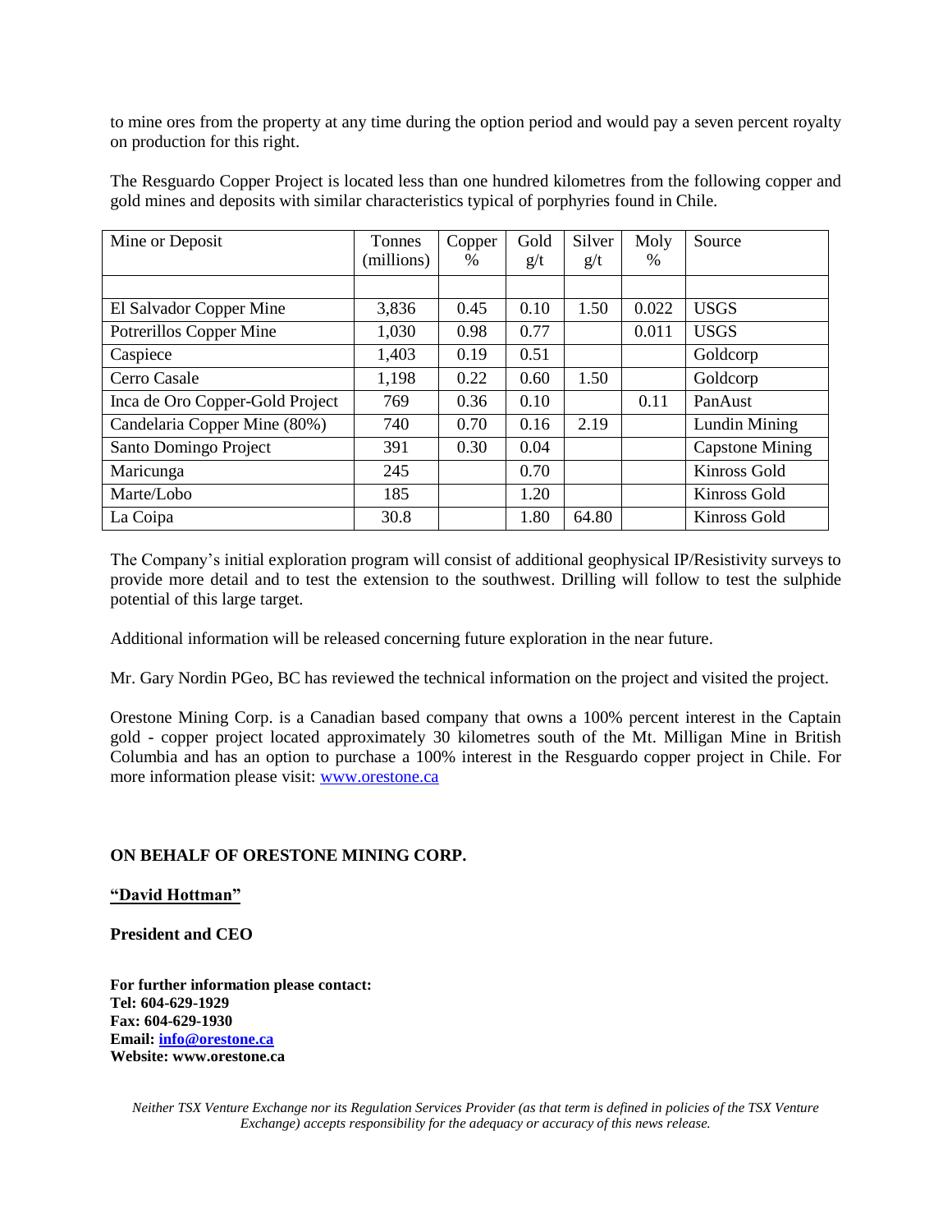to mine ores from the property at any time during the option period and would pay a seven percent royalty on production for this right.

The Resguardo Copper Project is located less than one hundred kilometres from the following copper and gold mines and deposits with similar characteristics typical of porphyries found in Chile.

| Mine or Deposit | Tonnes (millions) | Copper % | Gold g/t | Silver g/t | Moly % | Source |
|---|---|---|---|---|---|---|
| | | | | | | |
| El Salvador Copper Mine | 3,836 | 0.45 | 0.10 | 1.50 | 0.022 | USGS |
| Potrerillos Copper Mine | 1,030 | 0.98 | 0.77 | | 0.011 | USGS |
| Caspiece | 1,403 | 0.19 | 0.51 | | | Goldcorp |
| Cerro Casale | 1,198 | 0.22 | 0.60 | 1.50 | | Goldcorp |
| Inca de Oro Copper-Gold Project | 769 | 0.36 | 0.10 | | 0.11 | PanAust |
| Candelaria Copper Mine (80%) | 740 | 0.70 | 0.16 | 2.19 | | Lundin Mining |
| Santo Domingo Project | 391 | 0.30 | 0.04 | | | Capstone Mining |
| Maricunga | 245 | | 0.70 | | | Kinross Gold |
| Marte/Lobo | 185 | | 1.20 | | | Kinross Gold |
| La Coipa | 30.8 | | 1.80 | 64.80 | | Kinross Gold |

The Company's initial exploration program will consist of additional geophysical IP/Resistivity surveys to provide more detail and to test the extension to the southwest. Drilling will follow to test the sulphide potential of this large target.

Additional information will be released concerning future exploration in the near future.

Mr. Gary Nordin PGeo, BC has reviewed the technical information on the project and visited the project.

Orestone Mining Corp. is a Canadian based company that owns a 100% percent interest in the Captain gold - copper project located approximately 30 kilometres south of the Mt. Milligan Mine in British Columbia and has an option to purchase a 100% interest in the Resguardo copper project in Chile. For more information please visit: www.orestone.ca

**ON BEHALF OF ORESTONE MINING CORP.**

**"David Hottman"**

**President and CEO**

**For further information please contact:**
**Tel: 604-629-1929**
**Fax: 604-629-1930**
**Email: info@orestone.ca**
**Website: www.orestone.ca**

*Neither TSX Venture Exchange nor its Regulation Services Provider (as that term is defined in policies of the TSX Venture Exchange) accepts responsibility for the adequacy or accuracy of this news release.*